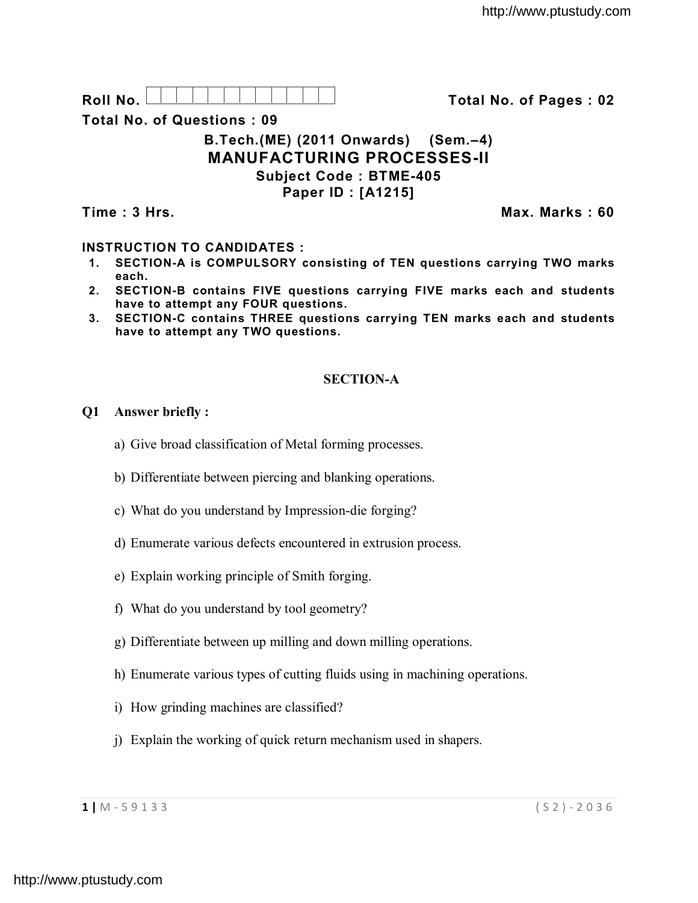Roll No. 

**Total No. of Pages : 02**

**Total No. of Questions : 09**

## B.Tech.(ME) (2011 Onwards) (Sem.–4)

# MANUFACTURING PROCESSES-II

**Subject Code : BTME-405**

**Paper ID : [A1215]**

**Time : 3 Hrs.** **Max. Marks : 60**

**INSTRUCTION TO CANDIDATES :**

1. **SECTION-A is COMPULSORY consisting of TEN questions carrying TWO marks each.**
2. **SECTION-B contains FIVE questions carrying FIVE marks each and students have to attempt any FOUR questions.**
3. **SECTION-C contains THREE questions carrying TEN marks each and students have to attempt any TWO questions.**

## SECTION-A

**Q1 Answer briefly :**

a) Give broad classification of Metal forming processes.

b) Differentiate between piercing and blanking operations.

c) What do you understand by Impression-die forging?

d) Enumerate various defects encountered in extrusion process.

e) Explain working principle of Smith forging.

f) What do you understand by tool geometry?

g) Differentiate between up milling and down milling operations.

h) Enumerate various types of cutting fluids using in machining operations.

i) How grinding machines are classified?

j) Explain the working of quick return mechanism used in shapers.

M-59133 (S2)-2036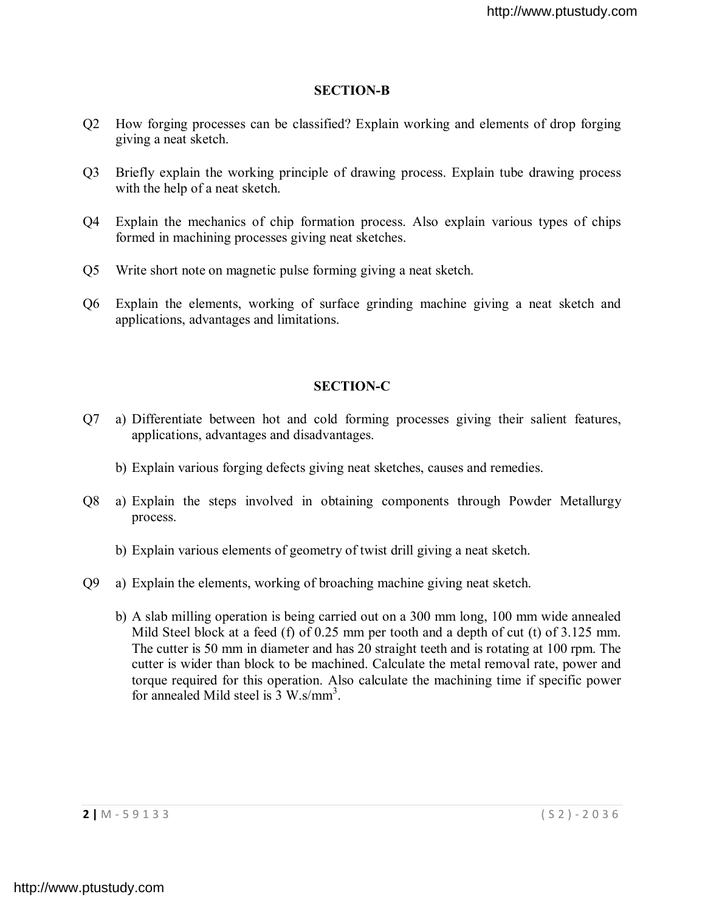## SECTION-B

Q2 How forging processes can be classified? Explain working and elements of drop forging giving a neat sketch.

Q3 Briefly explain the working principle of drawing process. Explain tube drawing process with the help of a neat sketch.

Q4 Explain the mechanics of chip formation process. Also explain various types of chips formed in machining processes giving neat sketches.

Q5 Write short note on magnetic pulse forming giving a neat sketch.

Q6 Explain the elements, working of surface grinding machine giving a neat sketch and applications, advantages and limitations.

## SECTION-C

Q7 a) Differentiate between hot and cold forming processes giving their salient features, applications, advantages and disadvantages.

b) Explain various forging defects giving neat sketches, causes and remedies.

Q8 a) Explain the steps involved in obtaining components through Powder Metallurgy process.

b) Explain various elements of geometry of twist drill giving a neat sketch.

Q9 a) Explain the elements, working of broaching machine giving neat sketch.

b) A slab milling operation is being carried out on a 300 mm long, 100 mm wide annealed Mild Steel block at a feed (f) of 0.25 mm per tooth and a depth of cut (t) of 3.125 mm. The cutter is 50 mm in diameter and has 20 straight teeth and is rotating at 100 rpm. The cutter is wider than block to be machined. Calculate the metal removal rate, power and torque required for this operation. Also calculate the machining time if specific power for annealed Mild steel is 3 $W.s/mm^3$.